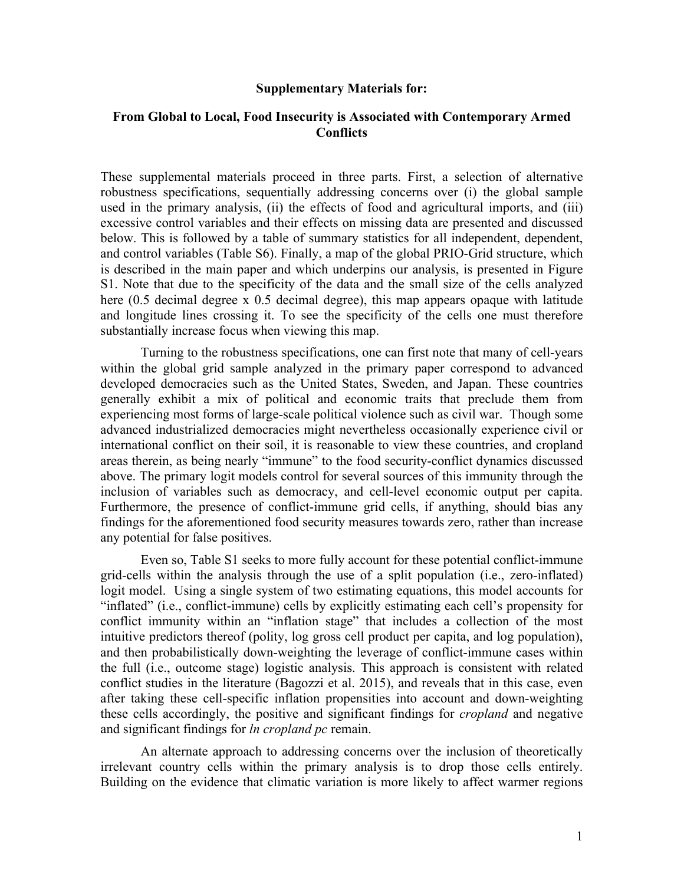**Supplementary Materials for:**

**From Global to Local, Food Insecurity is Associated with Contemporary Armed Conflicts**

These supplemental materials proceed in three parts. First, a selection of alternative robustness specifications, sequentially addressing concerns over (i) the global sample used in the primary analysis, (ii) the effects of food and agricultural imports, and (iii) excessive control variables and their effects on missing data are presented and discussed below. This is followed by a table of summary statistics for all independent, dependent, and control variables (Table S6). Finally, a map of the global PRIO-Grid structure, which is described in the main paper and which underpins our analysis, is presented in Figure S1. Note that due to the specificity of the data and the small size of the cells analyzed here (0.5 decimal degree x 0.5 decimal degree), this map appears opaque with latitude and longitude lines crossing it. To see the specificity of the cells one must therefore substantially increase focus when viewing this map.

Turning to the robustness specifications, one can first note that many of cell-years within the global grid sample analyzed in the primary paper correspond to advanced developed democracies such as the United States, Sweden, and Japan. These countries generally exhibit a mix of political and economic traits that preclude them from experiencing most forms of large-scale political violence such as civil war. Though some advanced industrialized democracies might nevertheless occasionally experience civil or international conflict on their soil, it is reasonable to view these countries, and cropland areas therein, as being nearly "immune" to the food security-conflict dynamics discussed above. The primary logit models control for several sources of this immunity through the inclusion of variables such as democracy, and cell-level economic output per capita. Furthermore, the presence of conflict-immune grid cells, if anything, should bias any findings for the aforementioned food security measures towards zero, rather than increase any potential for false positives.

Even so, Table S1 seeks to more fully account for these potential conflict-immune grid-cells within the analysis through the use of a split population (i.e., zero-inflated) logit model. Using a single system of two estimating equations, this model accounts for "inflated" (i.e., conflict-immune) cells by explicitly estimating each cell's propensity for conflict immunity within an "inflation stage" that includes a collection of the most intuitive predictors thereof (polity, log gross cell product per capita, and log population), and then probabilistically down-weighting the leverage of conflict-immune cases within the full (i.e., outcome stage) logistic analysis. This approach is consistent with related conflict studies in the literature (Bagozzi et al. 2015), and reveals that in this case, even after taking these cell-specific inflation propensities into account and down-weighting these cells accordingly, the positive and significant findings for *cropland* and negative and significant findings for *ln cropland pc* remain.

An alternate approach to addressing concerns over the inclusion of theoretically irrelevant country cells within the primary analysis is to drop those cells entirely. Building on the evidence that climatic variation is more likely to affect warmer regions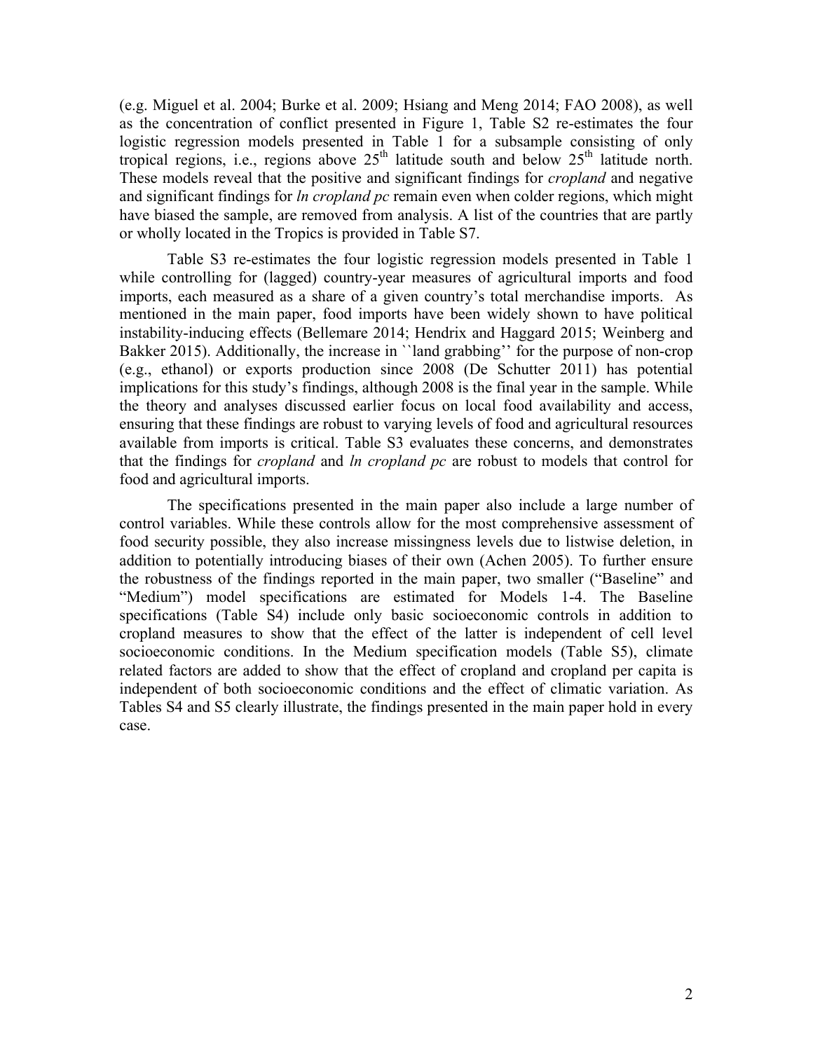(e.g. Miguel et al. 2004; Burke et al. 2009; Hsiang and Meng 2014; FAO 2008), as well as the concentration of conflict presented in Figure 1, Table S2 re-estimates the four logistic regression models presented in Table 1 for a subsample consisting of only tropical regions, i.e., regions above $25^{th}$ latitude south and below $25^{th}$ latitude north. These models reveal that the positive and significant findings for *cropland* and negative and significant findings for *ln cropland pc* remain even when colder regions, which might have biased the sample, are removed from analysis. A list of the countries that are partly or wholly located in the Tropics is provided in Table S7.

Table S3 re-estimates the four logistic regression models presented in Table 1 while controlling for (lagged) country-year measures of agricultural imports and food imports, each measured as a share of a given country's total merchandise imports. As mentioned in the main paper, food imports have been widely shown to have political instability-inducing effects (Bellemare 2014; Hendrix and Haggard 2015; Weinberg and Bakker 2015). Additionally, the increase in ``land grabbing'' for the purpose of non-crop (e.g., ethanol) or exports production since 2008 (De Schutter 2011) has potential implications for this study's findings, although 2008 is the final year in the sample. While the theory and analyses discussed earlier focus on local food availability and access, ensuring that these findings are robust to varying levels of food and agricultural resources available from imports is critical. Table S3 evaluates these concerns, and demonstrates that the findings for *cropland* and *ln cropland pc* are robust to models that control for food and agricultural imports.

The specifications presented in the main paper also include a large number of control variables. While these controls allow for the most comprehensive assessment of food security possible, they also increase missingness levels due to listwise deletion, in addition to potentially introducing biases of their own (Achen 2005). To further ensure the robustness of the findings reported in the main paper, two smaller ("Baseline" and "Medium") model specifications are estimated for Models 1-4. The Baseline specifications (Table S4) include only basic socioeconomic controls in addition to cropland measures to show that the effect of the latter is independent of cell level socioeconomic conditions. In the Medium specification models (Table S5), climate related factors are added to show that the effect of cropland and cropland per capita is independent of both socioeconomic conditions and the effect of climatic variation. As Tables S4 and S5 clearly illustrate, the findings presented in the main paper hold in every case.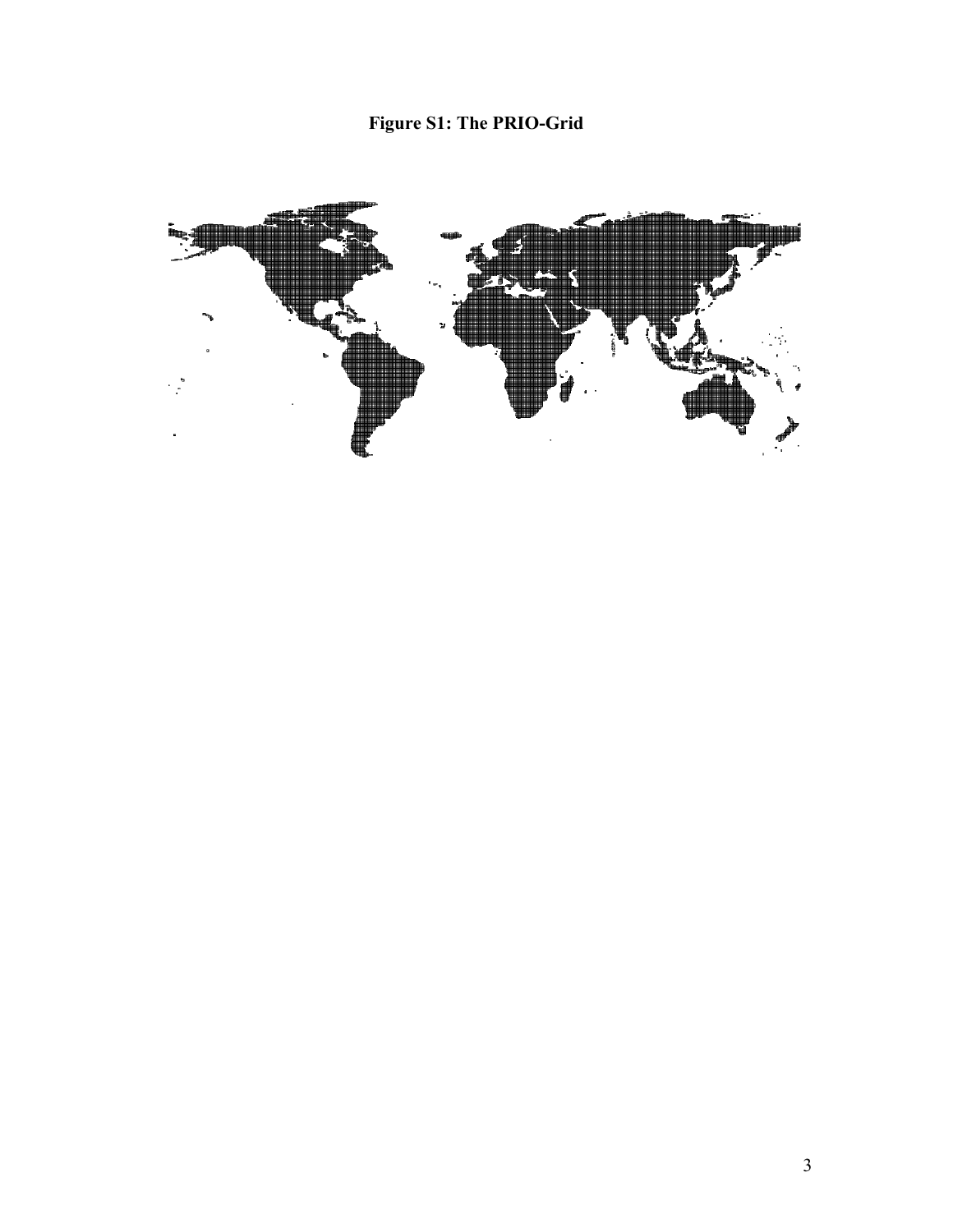**Figure S1: The PRIO-Grid**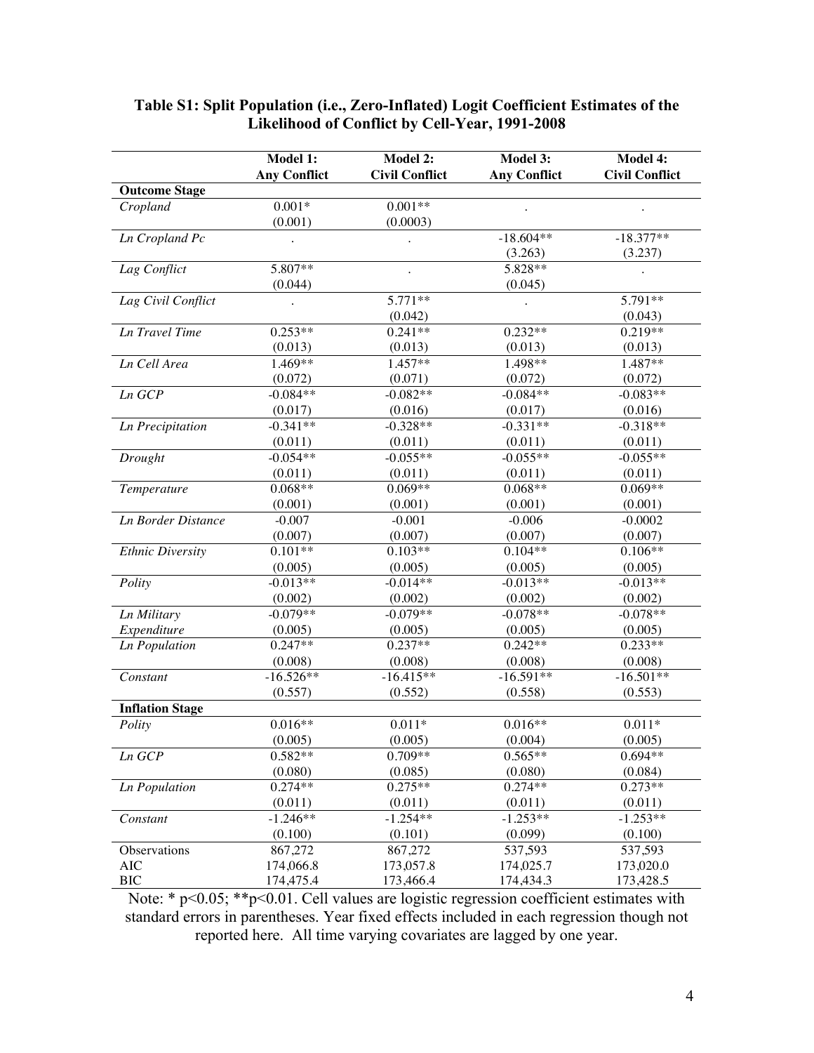**Table S1: Split Population (i.e., Zero-Inflated) Logit Coefficient Estimates of the Likelihood of Conflict by Cell-Year, 1991-2008**

| | Model 1: Any Conflict | Model 2: Civil Conflict | Model 3: Any Conflict | Model 4: Civil Conflict |
|---|---|---|---|---|
| **Outcome Stage** | | | | |
| *Cropland* | 0.001* | 0.001** | . | . |
| | (0.001) | (0.0003) | | |
| *Ln Cropland Pc* | . | . | -18.604** | -18.377** |
| | | | (3.263) | (3.237) |
| *Lag Conflict* | 5.807** | . | 5.828** | . |
| | (0.044) | | (0.045) | |
| *Lag Civil Conflict* | . | 5.771** | . | 5.791** |
| | | (0.042) | | (0.043) |
| *Ln Travel Time* | 0.253** | 0.241** | 0.232** | 0.219** |
| | (0.013) | (0.013) | (0.013) | (0.013) |
| *Ln Cell Area* | 1.469** | 1.457** | 1.498** | 1.487** |
| | (0.072) | (0.071) | (0.072) | (0.072) |
| *Ln GCP* | -0.084** | -0.082** | -0.084** | -0.083** |
| | (0.017) | (0.016) | (0.017) | (0.016) |
| *Ln Precipitation* | -0.341** | -0.328** | -0.331** | -0.318** |
| | (0.011) | (0.011) | (0.011) | (0.011) |
| *Drought* | -0.054** | -0.055** | -0.055** | -0.055** |
| | (0.011) | (0.011) | (0.011) | (0.011) |
| *Temperature* | 0.068** | 0.069** | 0.068** | 0.069** |
| | (0.001) | (0.001) | (0.001) | (0.001) |
| *Ln Border Distance* | -0.007 | -0.001 | -0.006 | -0.0002 |
| | (0.007) | (0.007) | (0.007) | (0.007) |
| *Ethnic Diversity* | 0.101** | 0.103** | 0.104** | 0.106** |
| | (0.005) | (0.005) | (0.005) | (0.005) |
| *Polity* | -0.013** | -0.014** | -0.013** | -0.013** |
| | (0.002) | (0.002) | (0.002) | (0.002) |
| *Ln Military Expenditure* | -0.079** | -0.079** | -0.078** | -0.078** |
| | (0.005) | (0.005) | (0.005) | (0.005) |
| *Ln Population* | 0.247** | 0.237** | 0.242** | 0.233** |
| | (0.008) | (0.008) | (0.008) | (0.008) |
| *Constant* | -16.526** | -16.415** | -16.591** | -16.501** |
| | (0.557) | (0.552) | (0.558) | (0.553) |
| **Inflation Stage** | | | | |
| *Polity* | 0.016** | 0.011* | 0.016** | 0.011* |
| | (0.005) | (0.005) | (0.004) | (0.005) |
| *Ln GCP* | 0.582** | 0.709** | 0.565** | 0.694** |
| | (0.080) | (0.085) | (0.080) | (0.084) |
| *Ln Population* | 0.274** | 0.275** | 0.274** | 0.273** |
| | (0.011) | (0.011) | (0.011) | (0.011) |
| *Constant* | -1.246** | -1.254** | -1.253** | -1.253** |
| | (0.100) | (0.101) | (0.099) | (0.100) |
| Observations | 867,272 | 867,272 | 537,593 | 537,593 |
| AIC | 174,066.8 | 173,057.8 | 174,025.7 | 173,020.0 |
| BIC | 174,475.4 | 173,466.4 | 174,434.3 | 173,428.5 |

Note: * p<0.05; **p<0.01. Cell values are logistic regression coefficient estimates with standard errors in parentheses. Year fixed effects included in each regression though not reported here. All time varying covariates are lagged by one year.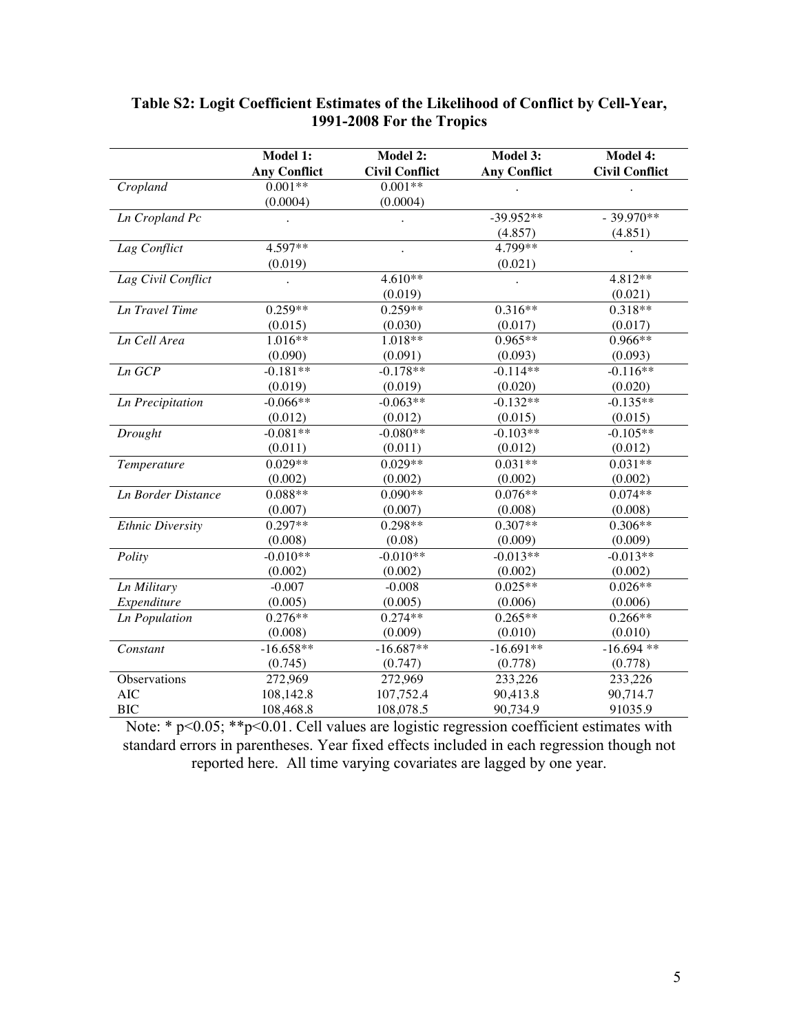**Table S2: Logit Coefficient Estimates of the Likelihood of Conflict by Cell-Year, 1991-2008 For the Tropics**

| | Model 1: Any Conflict | Model 2: Civil Conflict | Model 3: Any Conflict | Model 4: Civil Conflict |
|---|---|---|---|---|
| *Cropland* | 0.001** | 0.001** | . | . |
| | (0.0004) | (0.0004) | | |
| *Ln Cropland Pc* | . | . | -39.952** | - 39.970** |
| | | | (4.857) | (4.851) |
| *Lag Conflict* | 4.597** | . | 4.799** | . |
| | (0.019) | | (0.021) | |
| *Lag Civil Conflict* | . | 4.610** | . | 4.812** |
| | | (0.019) | | (0.021) |
| *Ln Travel Time* | 0.259** | 0.259** | 0.316** | 0.318** |
| | (0.015) | (0.030) | (0.017) | (0.017) |
| *Ln Cell Area* | 1.016** | 1.018** | 0.965** | 0.966** |
| | (0.090) | (0.091) | (0.093) | (0.093) |
| *Ln GCP* | -0.181** | -0.178** | -0.114** | -0.116** |
| | (0.019) | (0.019) | (0.020) | (0.020) |
| *Ln Precipitation* | -0.066** | -0.063** | -0.132** | -0.135** |
| | (0.012) | (0.012) | (0.015) | (0.015) |
| *Drought* | -0.081** | -0.080** | -0.103** | -0.105** |
| | (0.011) | (0.011) | (0.012) | (0.012) |
| *Temperature* | 0.029** | 0.029** | 0.031** | 0.031** |
| | (0.002) | (0.002) | (0.002) | (0.002) |
| *Ln Border Distance* | 0.088** | 0.090** | 0.076** | 0.074** |
| | (0.007) | (0.007) | (0.008) | (0.008) |
| *Ethnic Diversity* | 0.297** | 0.298** | 0.307** | 0.306** |
| | (0.008) | (0.08) | (0.009) | (0.009) |
| *Polity* | -0.010** | -0.010** | -0.013** | -0.013** |
| | (0.002) | (0.002) | (0.002) | (0.002) |
| *Ln Military Expenditure* | -0.007 | -0.008 | 0.025** | 0.026** |
| | (0.005) | (0.005) | (0.006) | (0.006) |
| *Ln Population* | 0.276** | 0.274** | 0.265** | 0.266** |
| | (0.008) | (0.009) | (0.010) | (0.010) |
| *Constant* | -16.658** | -16.687** | -16.691** | -16.694 ** |
| | (0.745) | (0.747) | (0.778) | (0.778) |
| Observations | 272,969 | 272,969 | 233,226 | 233,226 |
| AIC | 108,142.8 | 107,752.4 | 90,413.8 | 90,714.7 |
| BIC | 108,468.8 | 108,078.5 | 90,734.9 | 91035.9 |

Note: * $p<0.05$; ** $p<0.01$. Cell values are logistic regression coefficient estimates with standard errors in parentheses. Year fixed effects included in each regression though not reported here. All time varying covariates are lagged by one year.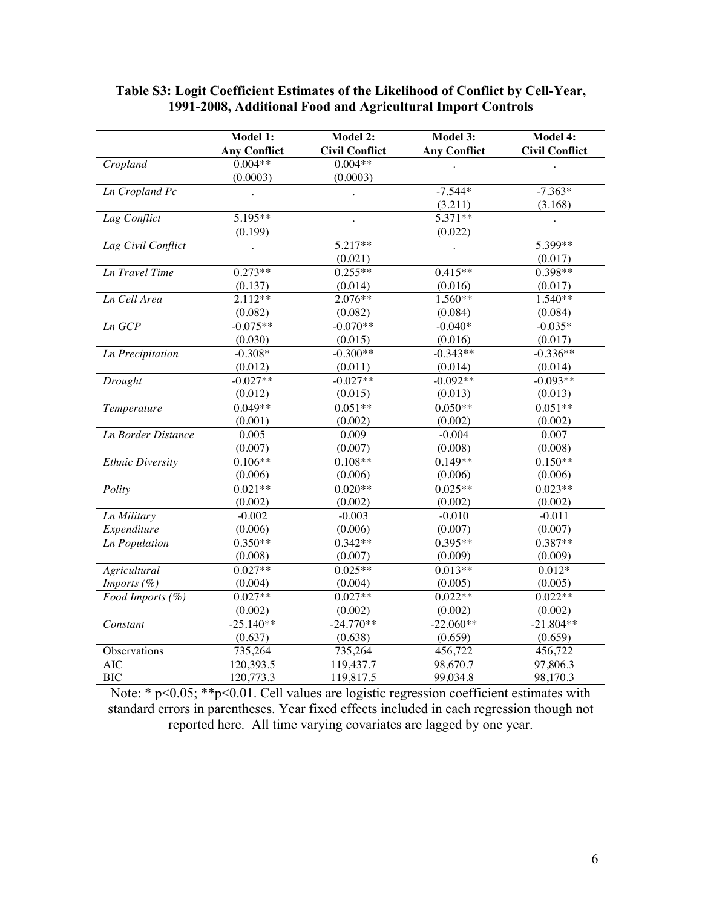**Table S3: Logit Coefficient Estimates of the Likelihood of Conflict by Cell-Year, 1991-2008, Additional Food and Agricultural Import Controls**

| | **Model 1: Any Conflict** | **Model 2: Civil Conflict** | **Model 3: Any Conflict** | **Model 4: Civil Conflict** |
|---|---|---|---|---|
| *Cropland* | 0.004** | 0.004** | . | . |
| | (0.0003) | (0.0003) | | |
| *Ln Cropland Pc* | . | . | -7.544* | -7.363* |
| | | | (3.211) | (3.168) |
| *Lag Conflict* | 5.195** | . | 5.371** | . |
| | (0.199) | | (0.022) | |
| *Lag Civil Conflict* | . | 5.217** | . | 5.399** |
| | | (0.021) | | (0.017) |
| *Ln Travel Time* | 0.273** | 0.255** | 0.415** | 0.398** |
| | (0.137) | (0.014) | (0.016) | (0.017) |
| *Ln Cell Area* | 2.112** | 2.076** | 1.560** | 1.540** |
| | (0.082) | (0.082) | (0.084) | (0.084) |
| *Ln GCP* | -0.075** | -0.070** | -0.040* | -0.035* |
| | (0.030) | (0.015) | (0.016) | (0.017) |
| *Ln Precipitation* | -0.308* | -0.300** | -0.343** | -0.336** |
| | (0.012) | (0.011) | (0.014) | (0.014) |
| *Drought* | -0.027** | -0.027** | -0.092** | -0.093** |
| | (0.012) | (0.015) | (0.013) | (0.013) |
| *Temperature* | 0.049** | 0.051** | 0.050** | 0.051** |
| | (0.001) | (0.002) | (0.002) | (0.002) |
| *Ln Border Distance* | 0.005 | 0.009 | -0.004 | 0.007 |
| | (0.007) | (0.007) | (0.008) | (0.008) |
| *Ethnic Diversity* | 0.106** | 0.108** | 0.149** | 0.150** |
| | (0.006) | (0.006) | (0.006) | (0.006) |
| *Polity* | 0.021** | 0.020** | 0.025** | 0.023** |
| | (0.002) | (0.002) | (0.002) | (0.002) |
| *Ln Military Expenditure* | -0.002 | -0.003 | -0.010 | -0.011 |
| | (0.006) | (0.006) | (0.007) | (0.007) |
| *Ln Population* | 0.350** | 0.342** | 0.395** | 0.387** |
| | (0.008) | (0.007) | (0.009) | (0.009) |
| *Agricultural Imports (%)* | 0.027** | 0.025** | 0.013** | 0.012* |
| | (0.004) | (0.004) | (0.005) | (0.005) |
| *Food Imports (%)* | 0.027** | 0.027** | 0.022** | 0.022** |
| | (0.002) | (0.002) | (0.002) | (0.002) |
| *Constant* | -25.140** | -24.770** | -22.060** | -21.804** |
| | (0.637) | (0.638) | (0.659) | (0.659) |
| Observations | 735,264 | 735,264 | 456,722 | 456,722 |
| AIC | 120,393.5 | 119,437.7 | 98,670.7 | 97,806.3 |
| BIC | 120,773.3 | 119,817.5 | 99,034.8 | 98,170.3 |

Note: * p<0.05; **p<0.01. Cell values are logistic regression coefficient estimates with standard errors in parentheses. Year fixed effects included in each regression though not reported here. All time varying covariates are lagged by one year.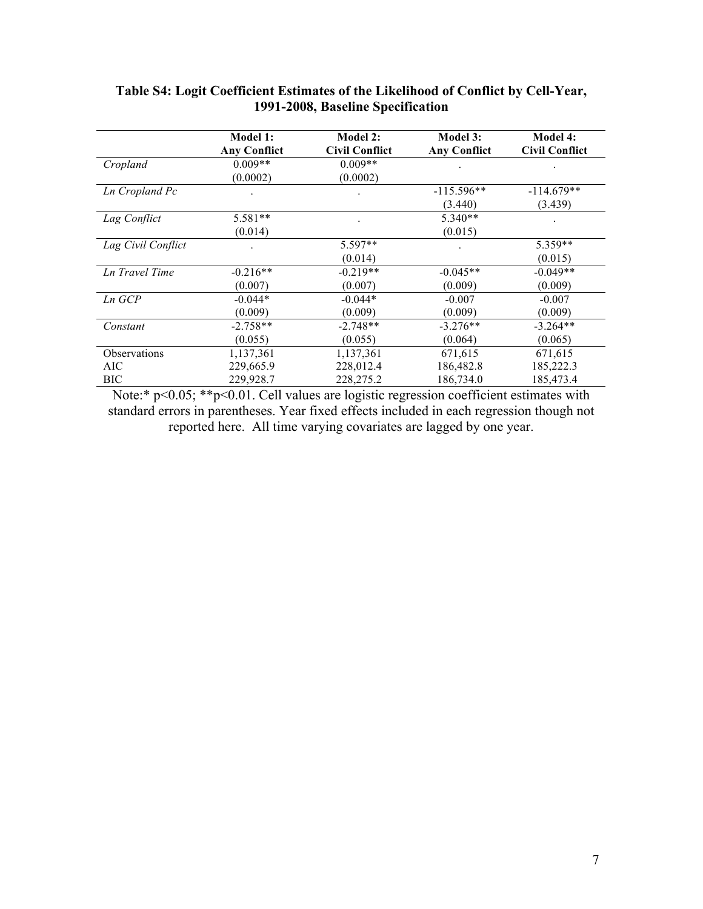**Table S4: Logit Coefficient Estimates of the Likelihood of Conflict by Cell-Year, 1991-2008, Baseline Specification**

| | Model 1: Any Conflict | Model 2: Civil Conflict | Model 3: Any Conflict | Model 4: Civil Conflict |
|---|---|---|---|---|
| *Cropland* | 0.009** | 0.009** | . | . |
| | (0.0002) | (0.0002) | | |
| *Ln Cropland Pc* | . | . | -115.596** | -114.679** |
| | | | (3.440) | (3.439) |
| *Lag Conflict* | 5.581** | . | 5.340** | . |
| | (0.014) | | (0.015) | |
| *Lag Civil Conflict* | . | 5.597** | . | 5.359** |
| | | (0.014) | | (0.015) |
| *Ln Travel Time* | -0.216** | -0.219** | -0.045** | -0.049** |
| | (0.007) | (0.007) | (0.009) | (0.009) |
| *Ln GCP* | -0.044* | -0.044* | -0.007 | -0.007 |
| | (0.009) | (0.009) | (0.009) | (0.009) |
| *Constant* | -2.758** | -2.748** | -3.276** | -3.264** |
| | (0.055) | (0.055) | (0.064) | (0.065) |
| Observations | 1,137,361 | 1,137,361 | 671,615 | 671,615 |
| AIC | 229,665.9 | 228,012.4 | 186,482.8 | 185,222.3 |
| BIC | 229,928.7 | 228,275.2 | 186,734.0 | 185,473.4 |

Note:* $p<0.05$; ** $p<0.01$. Cell values are logistic regression coefficient estimates with standard errors in parentheses. Year fixed effects included in each regression though not reported here. All time varying covariates are lagged by one year.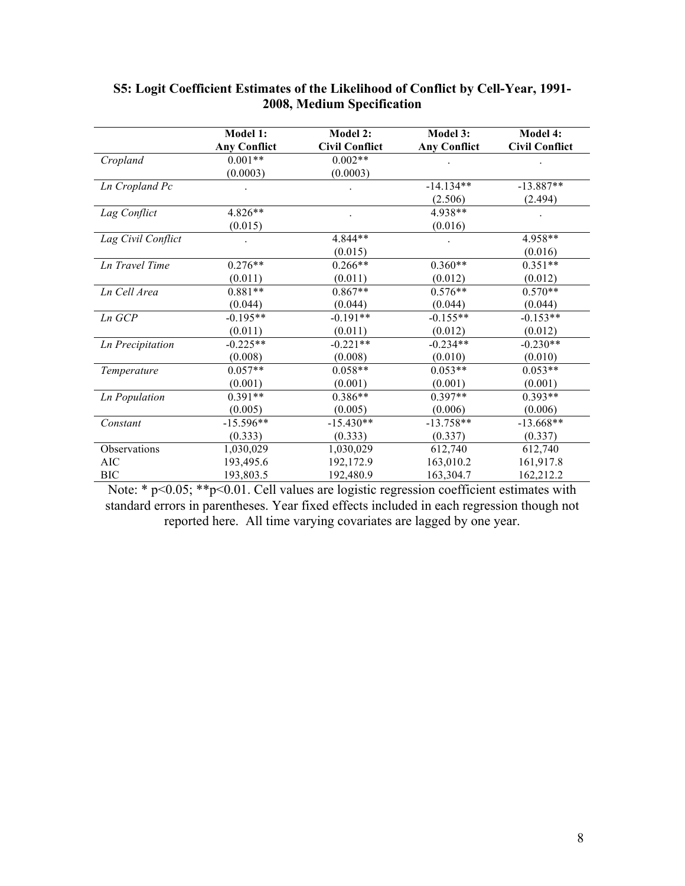**S5: Logit Coefficient Estimates of the Likelihood of Conflict by Cell-Year, 1991-2008, Medium Specification**

| | Model 1: Any Conflict | Model 2: Civil Conflict | Model 3: Any Conflict | Model 4: Civil Conflict |
|---|---|---|---|---|
| *Cropland* | 0.001** | 0.002** | . | . |
| | (0.0003) | (0.0003) | | |
| *Ln Cropland Pc* | . | . | -14.134** | -13.887** |
| | | | (2.506) | (2.494) |
| *Lag Conflict* | 4.826** | . | 4.938** | . |
| | (0.015) | | (0.016) | |
| *Lag Civil Conflict* | . | 4.844** | . | 4.958** |
| | | (0.015) | | (0.016) |
| *Ln Travel Time* | 0.276** | 0.266** | 0.360** | 0.351** |
| | (0.011) | (0.011) | (0.012) | (0.012) |
| *Ln Cell Area* | 0.881** | 0.867** | 0.576** | 0.570** |
| | (0.044) | (0.044) | (0.044) | (0.044) |
| *Ln GCP* | -0.195** | -0.191** | -0.155** | -0.153** |
| | (0.011) | (0.011) | (0.012) | (0.012) |
| *Ln Precipitation* | -0.225** | -0.221** | -0.234** | -0.230** |
| | (0.008) | (0.008) | (0.010) | (0.010) |
| *Temperature* | 0.057** | 0.058** | 0.053** | 0.053** |
| | (0.001) | (0.001) | (0.001) | (0.001) |
| *Ln Population* | 0.391** | 0.386** | 0.397** | 0.393** |
| | (0.005) | (0.005) | (0.006) | (0.006) |
| *Constant* | -15.596** | -15.430** | -13.758** | -13.668** |
| | (0.333) | (0.333) | (0.337) | (0.337) |
| Observations | 1,030,029 | 1,030,029 | 612,740 | 612,740 |
| AIC | 193,495.6 | 192,172.9 | 163,010.2 | 161,917.8 |
| BIC | 193,803.5 | 192,480.9 | 163,304.7 | 162,212.2 |

Note: * $p<0.05$; ** $p<0.01$. Cell values are logistic regression coefficient estimates with standard errors in parentheses. Year fixed effects included in each regression though not reported here. All time varying covariates are lagged by one year.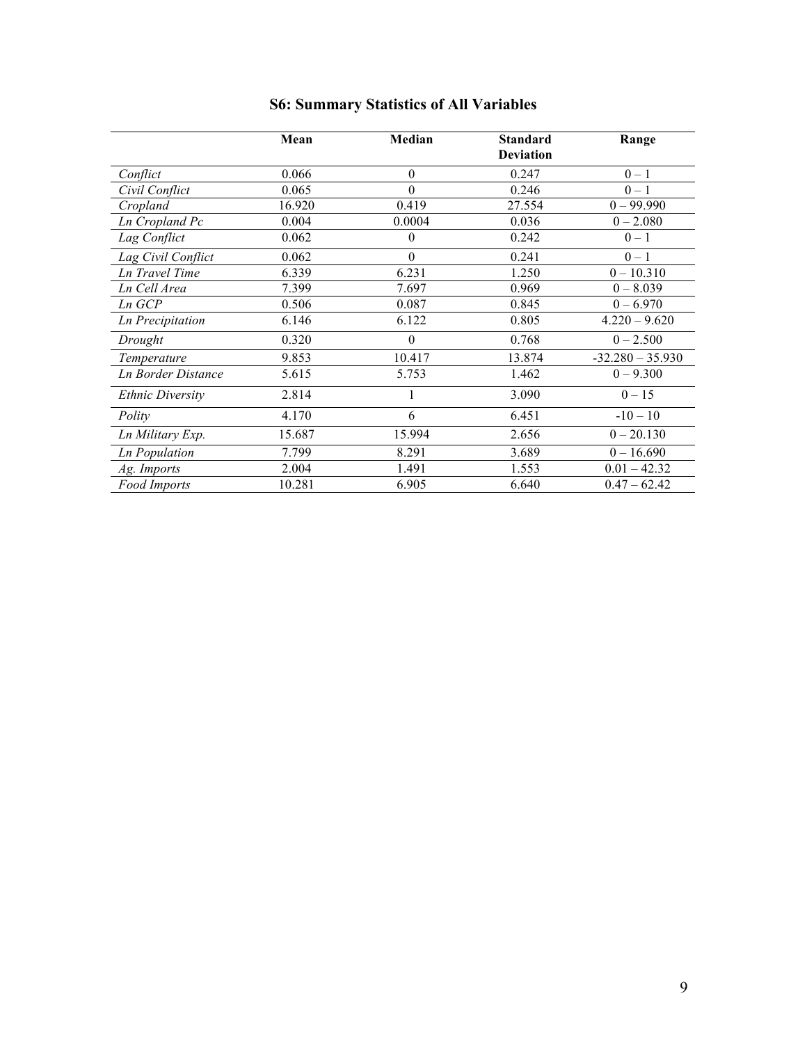## S6: Summary Statistics of All Variables

| | Mean | Median | Standard Deviation | Range |
|---|---|---|---|---|
| *Conflict* | 0.066 | 0 | 0.247 | 0 – 1 |
| *Civil Conflict* | 0.065 | 0 | 0.246 | 0 – 1 |
| *Cropland* | 16.920 | 0.419 | 27.554 | 0 – 99.990 |
| *Ln Cropland Pc* | 0.004 | 0.0004 | 0.036 | 0 – 2.080 |
| *Lag Conflict* | 0.062 | 0 | 0.242 | 0 – 1 |
| *Lag Civil Conflict* | 0.062 | 0 | 0.241 | 0 – 1 |
| *Ln Travel Time* | 6.339 | 6.231 | 1.250 | 0 – 10.310 |
| *Ln Cell Area* | 7.399 | 7.697 | 0.969 | 0 – 8.039 |
| *Ln GCP* | 0.506 | 0.087 | 0.845 | 0 – 6.970 |
| *Ln Precipitation* | 6.146 | 6.122 | 0.805 | 4.220 – 9.620 |
| *Drought* | 0.320 | 0 | 0.768 | 0 – 2.500 |
| *Temperature* | 9.853 | 10.417 | 13.874 | -32.280 – 35.930 |
| *Ln Border Distance* | 5.615 | 5.753 | 1.462 | 0 – 9.300 |
| *Ethnic Diversity* | 2.814 | 1 | 3.090 | 0 – 15 |
| *Polity* | 4.170 | 6 | 6.451 | -10 – 10 |
| *Ln Military Exp.* | 15.687 | 15.994 | 2.656 | 0 – 20.130 |
| *Ln Population* | 7.799 | 8.291 | 3.689 | 0 – 16.690 |
| *Ag. Imports* | 2.004 | 1.491 | 1.553 | 0.01 – 42.32 |
| *Food Imports* | 10.281 | 6.905 | 6.640 | 0.47 – 62.42 |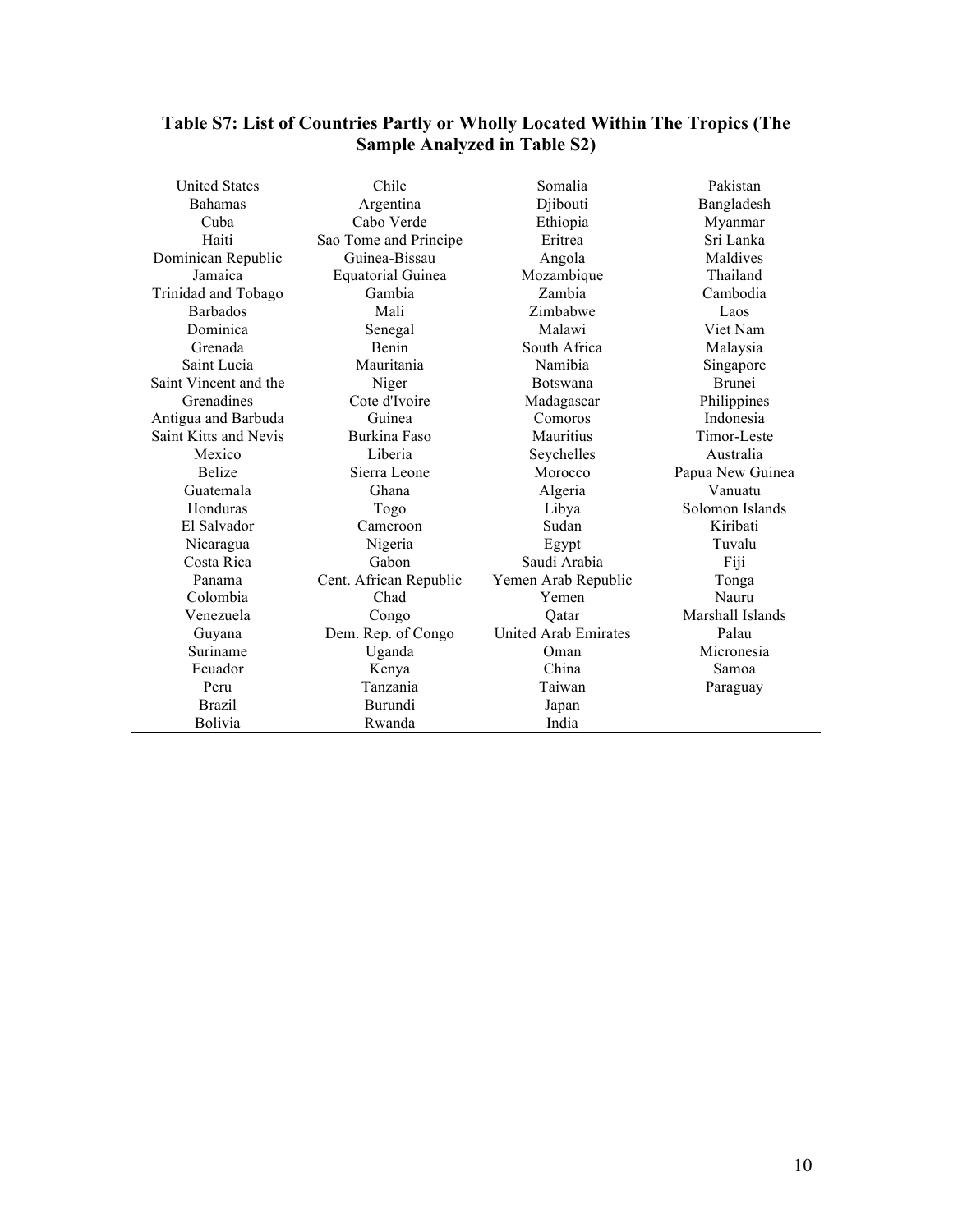# Table S7: List of Countries Partly or Wholly Located Within The Tropics (The Sample Analyzed in Table S2)

| | | | |
|---|---|---|---|
| United States | Chile | Somalia | Pakistan |
| Bahamas | Argentina | Djibouti | Bangladesh |
| Cuba | Cabo Verde | Ethiopia | Myanmar |
| Haiti | Sao Tome and Principe | Eritrea | Sri Lanka |
| Dominican Republic | Guinea-Bissau | Angola | Maldives |
| Jamaica | Equatorial Guinea | Mozambique | Thailand |
| Trinidad and Tobago | Gambia | Zambia | Cambodia |
| Barbados | Mali | Zimbabwe | Laos |
| Dominica | Senegal | Malawi | Viet Nam |
| Grenada | Benin | South Africa | Malaysia |
| Saint Lucia | Mauritania | Namibia | Singapore |
| Saint Vincent and the Grenadines | Niger | Botswana | Brunei |
| | Cote d'Ivoire | Madagascar | Philippines |
| Antigua and Barbuda | Guinea | Comoros | Indonesia |
| Saint Kitts and Nevis | Burkina Faso | Mauritius | Timor-Leste |
| Mexico | Liberia | Seychelles | Australia |
| Belize | Sierra Leone | Morocco | Papua New Guinea |
| Guatemala | Ghana | Algeria | Vanuatu |
| Honduras | Togo | Libya | Solomon Islands |
| El Salvador | Cameroon | Sudan | Kiribati |
| Nicaragua | Nigeria | Egypt | Tuvalu |
| Costa Rica | Gabon | Saudi Arabia | Fiji |
| Panama | Cent. African Republic | Yemen Arab Republic | Tonga |
| Colombia | Chad | Yemen | Nauru |
| Venezuela | Congo | Qatar | Marshall Islands |
| Guyana | Dem. Rep. of Congo | United Arab Emirates | Palau |
| Suriname | Uganda | Oman | Micronesia |
| Ecuador | Kenya | China | Samoa |
| Peru | Tanzania | Taiwan | Paraguay |
| Brazil | Burundi | Japan | |
| Bolivia | Rwanda | India | |